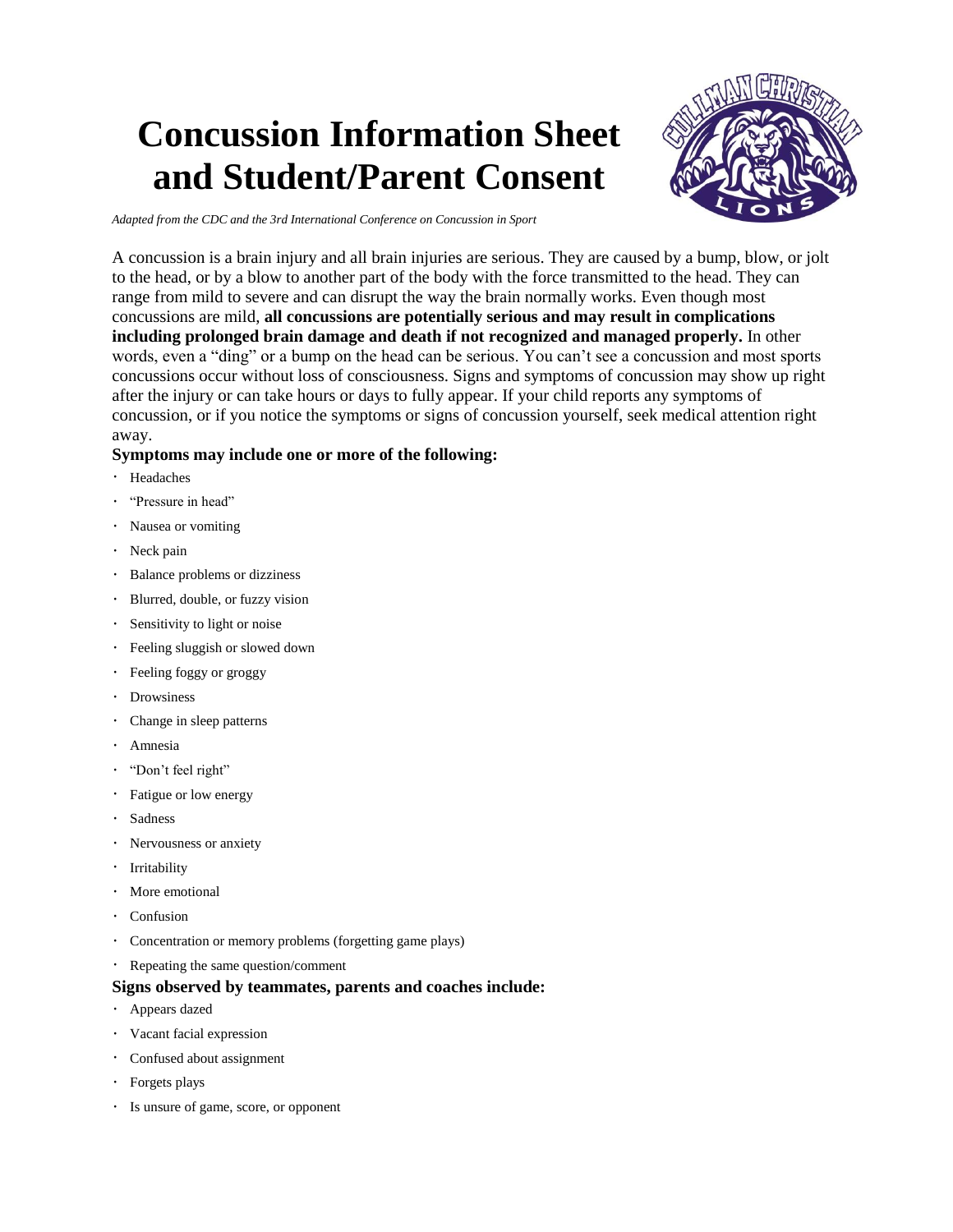# Concussion Information Sheet and Student/Parent Consent

*Adapted from the CDC and the 3rd International Conference on Concussion in Sport*

A concussion is a brain injury and all brain injuries are serious. They are caused by a bump, blow, or jolt to the head, or by a blow to another part of the body with the force transmitted to the head. They can range from mild to severe and can disrupt the way the brain normally works. Even though most concussions are mild, **all concussions are potentially serious and may result in complications including prolonged brain damage and death if not recognized and managed properly.** In other words, even a "ding" or a bump on the head can be serious. You can't see a concussion and most sports concussions occur without loss of consciousness. Signs and symptoms of concussion may show up right after the injury or can take hours or days to fully appear. If your child reports any symptoms of concussion, or if you notice the symptoms or signs of concussion yourself, seek medical attention right away.

**Symptoms may include one or more of the following:**

- Headaches
- "Pressure in head"
- Nausea or vomiting
- Neck pain
- Balance problems or dizziness
- Blurred, double, or fuzzy vision
- Sensitivity to light or noise
- Feeling sluggish or slowed down
- Feeling foggy or groggy
- Drowsiness
- Change in sleep patterns
- Amnesia
- "Don't feel right"
- Fatigue or low energy
- Sadness
- Nervousness or anxiety
- Irritability
- More emotional
- Confusion
- Concentration or memory problems (forgetting game plays)
- Repeating the same question/comment

**Signs observed by teammates, parents and coaches include:**

- Appears dazed
- Vacant facial expression
- Confused about assignment
- Forgets plays
- Is unsure of game, score, or opponent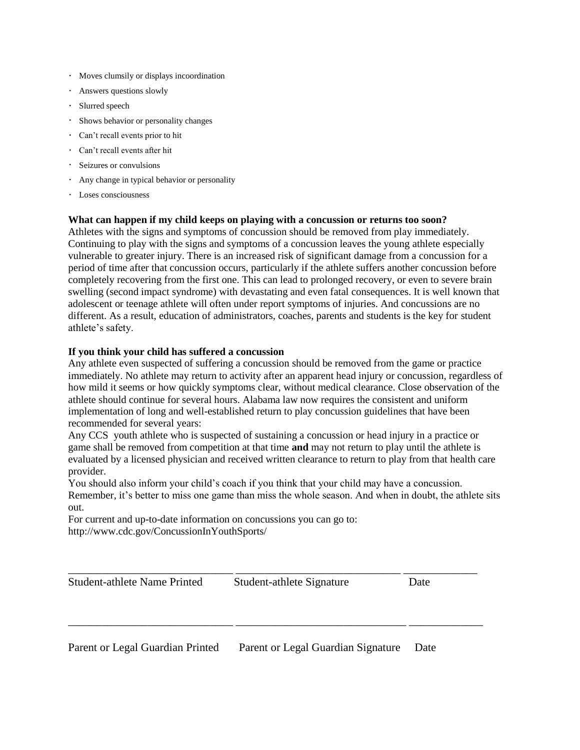- Moves clumsily or displays incoordination
- Answers questions slowly
- Slurred speech
- Shows behavior or personality changes
- Can't recall events prior to hit
- Can't recall events after hit
- Seizures or convulsions
- Any change in typical behavior or personality
- Loses consciousness

**What can happen if my child keeps on playing with a concussion or returns too soon?**
Athletes with the signs and symptoms of concussion should be removed from play immediately. Continuing to play with the signs and symptoms of a concussion leaves the young athlete especially vulnerable to greater injury. There is an increased risk of significant damage from a concussion for a period of time after that concussion occurs, particularly if the athlete suffers another concussion before completely recovering from the first one. This can lead to prolonged recovery, or even to severe brain swelling (second impact syndrome) with devastating and even fatal consequences. It is well known that adolescent or teenage athlete will often under report symptoms of injuries. And concussions are no different. As a result, education of administrators, coaches, parents and students is the key for student athlete's safety.

**If you think your child has suffered a concussion**
Any athlete even suspected of suffering a concussion should be removed from the game or practice immediately. No athlete may return to activity after an apparent head injury or concussion, regardless of how mild it seems or how quickly symptoms clear, without medical clearance. Close observation of the athlete should continue for several hours. Alabama law now requires the consistent and uniform implementation of long and well-established return to play concussion guidelines that have been recommended for several years:
Any CCS youth athlete who is suspected of sustaining a concussion or head injury in a practice or game shall be removed from competition at that time **and** may not return to play until the athlete is evaluated by a licensed physician and received written clearance to return to play from that health care provider.
You should also inform your child's coach if you think that your child may have a concussion. Remember, it's better to miss one game than miss the whole season. And when in doubt, the athlete sits out.
For current and up-to-date information on concussions you can go to:
http://www.cdc.gov/ConcussionInYouthSports/

______________________________ ______________________________ _____________
Student-athlete Name Printed Student-athlete Signature Date

______________________________ _______________________________ _____________
Parent or Legal Guardian Printed Parent or Legal Guardian Signature Date